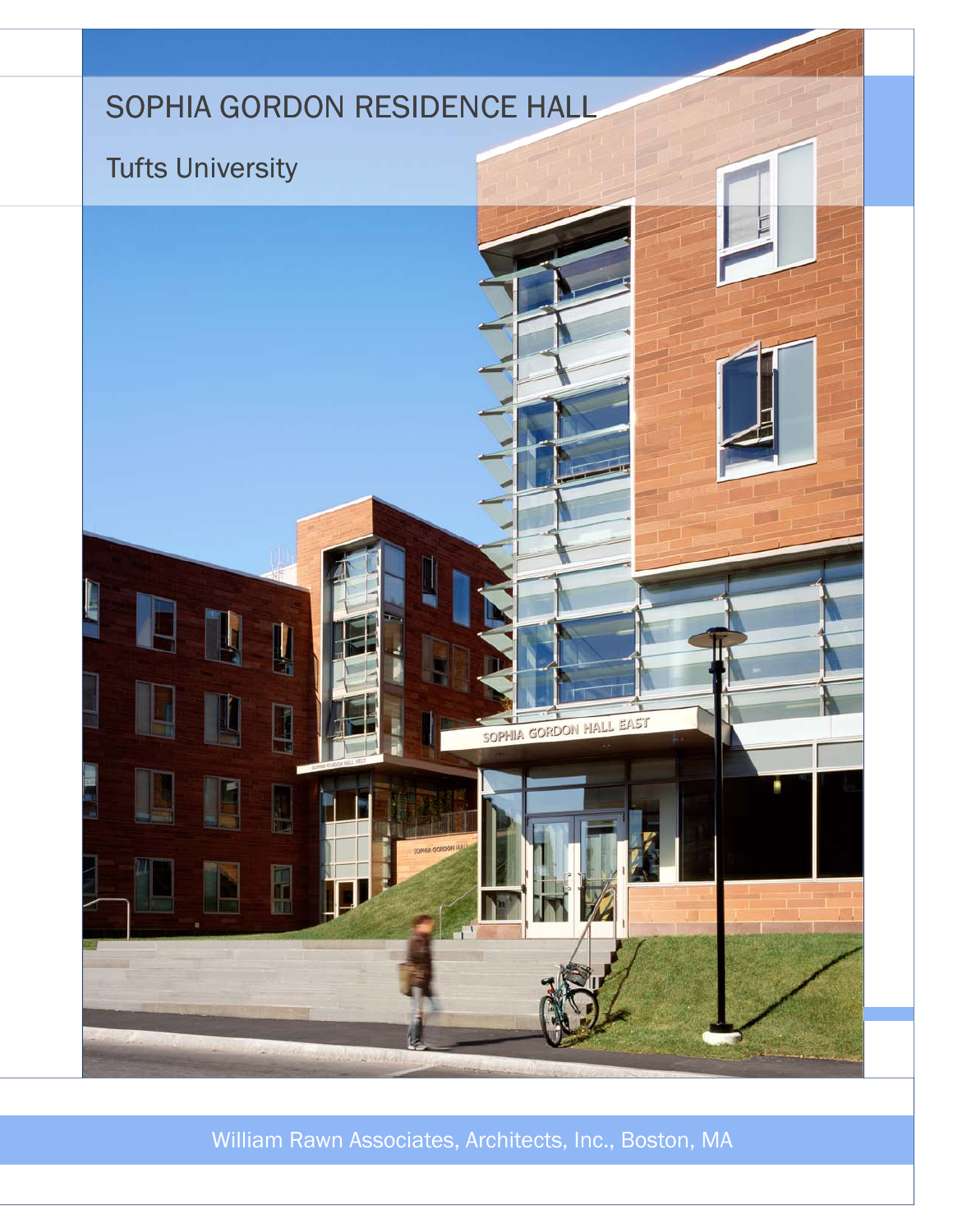# SOPHIA GORDON RESIDENCE HALL

## Tufts University

William Rawn Associates, Architects, Inc., Boston, MA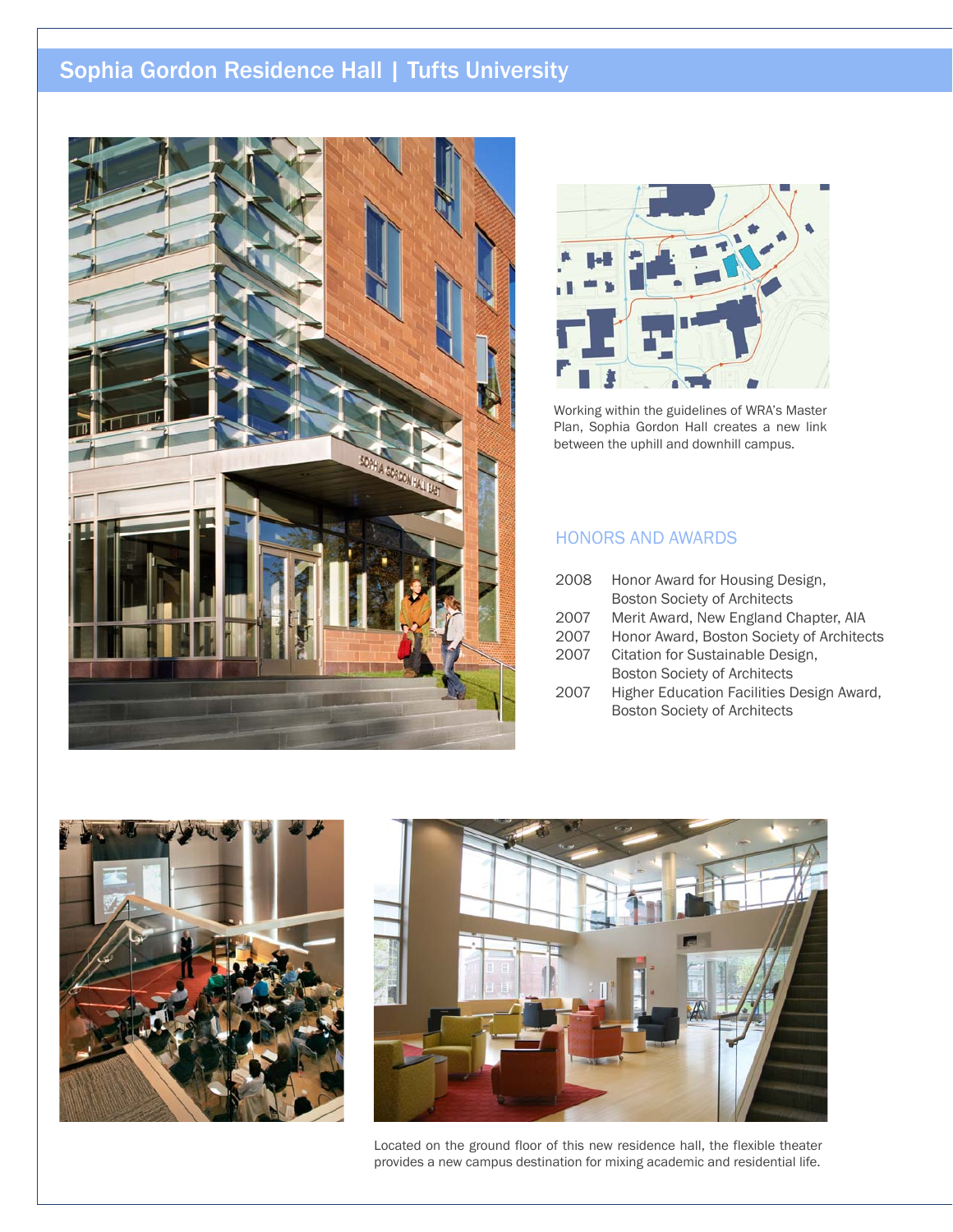## Sophia Gordon Residence Hall | Tufts University

Working within the guidelines of WRA's Master Plan, Sophia Gordon Hall creates a new link between the uphill and downhill campus.

### HONORS AND AWARDS

| | |
|---|---|
| 2008 | Honor Award for Housing Design, Boston Society of Architects |
| 2007 | Merit Award, New England Chapter, AIA |
| 2007 | Honor Award, Boston Society of Architects |
| 2007 | Citation for Sustainable Design, Boston Society of Architects |
| 2007 | Higher Education Facilities Design Award, Boston Society of Architects |

Located on the ground floor of this new residence hall, the flexible theater provides a new campus destination for mixing academic and residential life.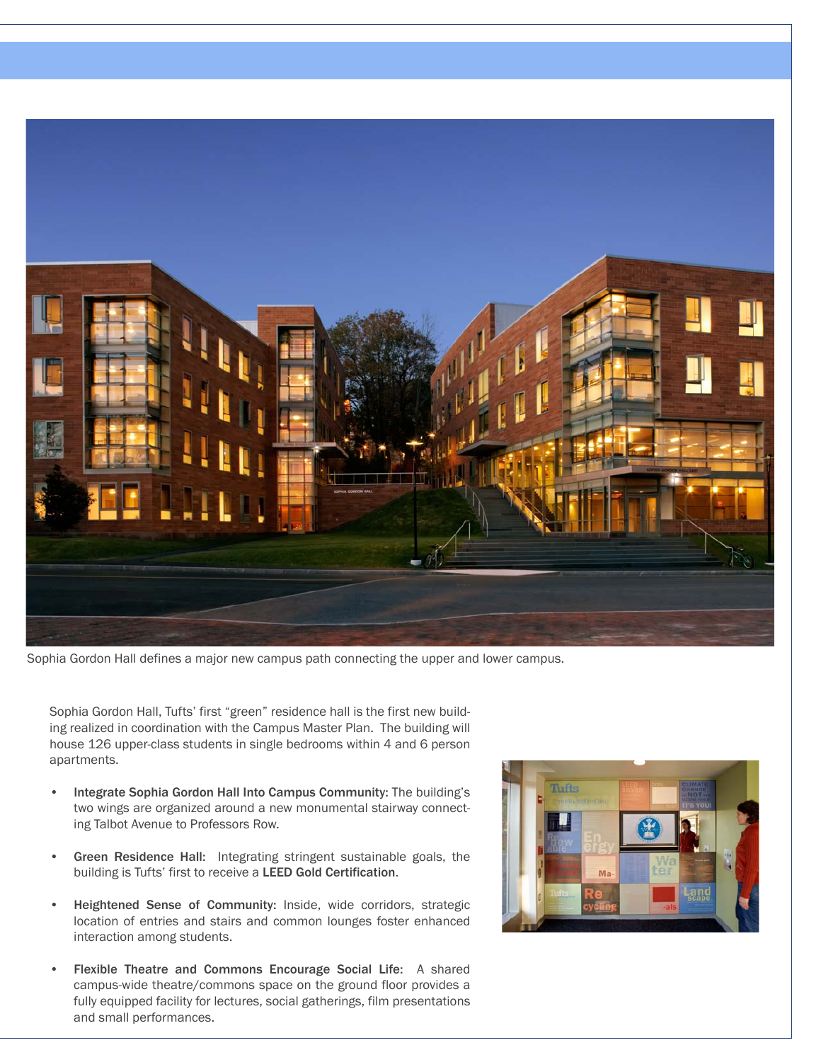Sophia Gordon Hall defines a major new campus path connecting the upper and lower campus.

Sophia Gordon Hall, Tufts' first "green" residence hall is the first new building realized in coordination with the Campus Master Plan. The building will house 126 upper-class students in single bedrooms within 4 and 6 person apartments.

- **Integrate Sophia Gordon Hall Into Campus Community:** The building's two wings are organized around a new monumental stairway connecting Talbot Avenue to Professors Row.

- **Green Residence Hall:** Integrating stringent sustainable goals, the building is Tufts' first to receive a **LEED Gold Certification**.

- **Heightened Sense of Community:** Inside, wide corridors, strategic location of entries and stairs and common lounges foster enhanced interaction among students.

- **Flexible Theatre and Commons Encourage Social Life:** A shared campus-wide theatre/commons space on the ground floor provides a fully equipped facility for lectures, social gatherings, film presentations and small performances.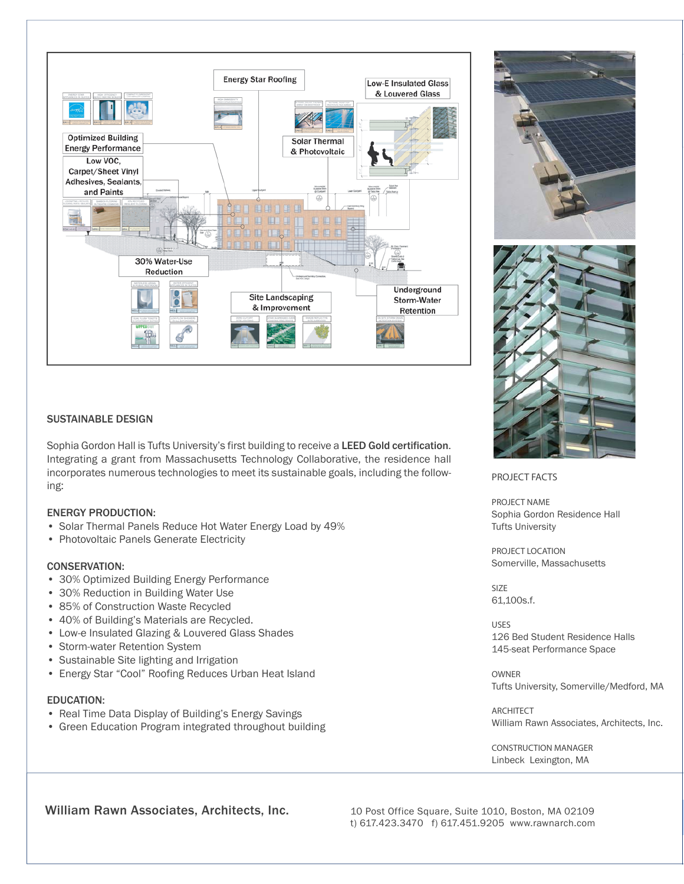Energy Star Roofing

Low-E Insulated Glass & Louvered Glass

Optimized Building Energy Performance

Low VOC, Carpet/Sheet Vinyl Adhesives, Sealants, and Paints

Solar Thermal & Photovoltaic

30% Water-Use Reduction

Site Landscaping & Improvement

Underground Storm-Water Retention

## SUSTAINABLE DESIGN

Sophia Gordon Hall is Tufts University's first building to receive a **LEED Gold certification**. Integrating a grant from Massachusetts Technology Collaborative, the residence hall incorporates numerous technologies to meet its sustainable goals, including the following:

### ENERGY PRODUCTION:

- Solar Thermal Panels Reduce Hot Water Energy Load by 49%
- Photovoltaic Panels Generate Electricity

### CONSERVATION:

- 30% Optimized Building Energy Performance
- 30% Reduction in Building Water Use
- 85% of Construction Waste Recycled
- 40% of Building's Materials are Recycled.
- Low-e Insulated Glazing & Louvered Glass Shades
- Storm-water Retention System
- Sustainable Site lighting and Irrigation
- Energy Star "Cool" Roofing Reduces Urban Heat Island

### EDUCATION:

- Real Time Data Display of Building's Energy Savings
- Green Education Program integrated throughout building

## PROJECT FACTS

PROJECT NAME
Sophia Gordon Residence Hall
Tufts University

PROJECT LOCATION
Somerville, Massachusetts

SIZE
61,100s.f.

USES
126 Bed Student Residence Halls
145-seat Performance Space

OWNER
Tufts University, Somerville/Medford, MA

ARCHITECT
William Rawn Associates, Architects, Inc.

CONSTRUCTION MANAGER
Linbeck Lexington, MA

**William Rawn Associates, Architects, Inc.**

10 Post Office Square, Suite 1010, Boston, MA 02109
t) 617.423.3470 f) 617.451.9205 www.rawnarch.com